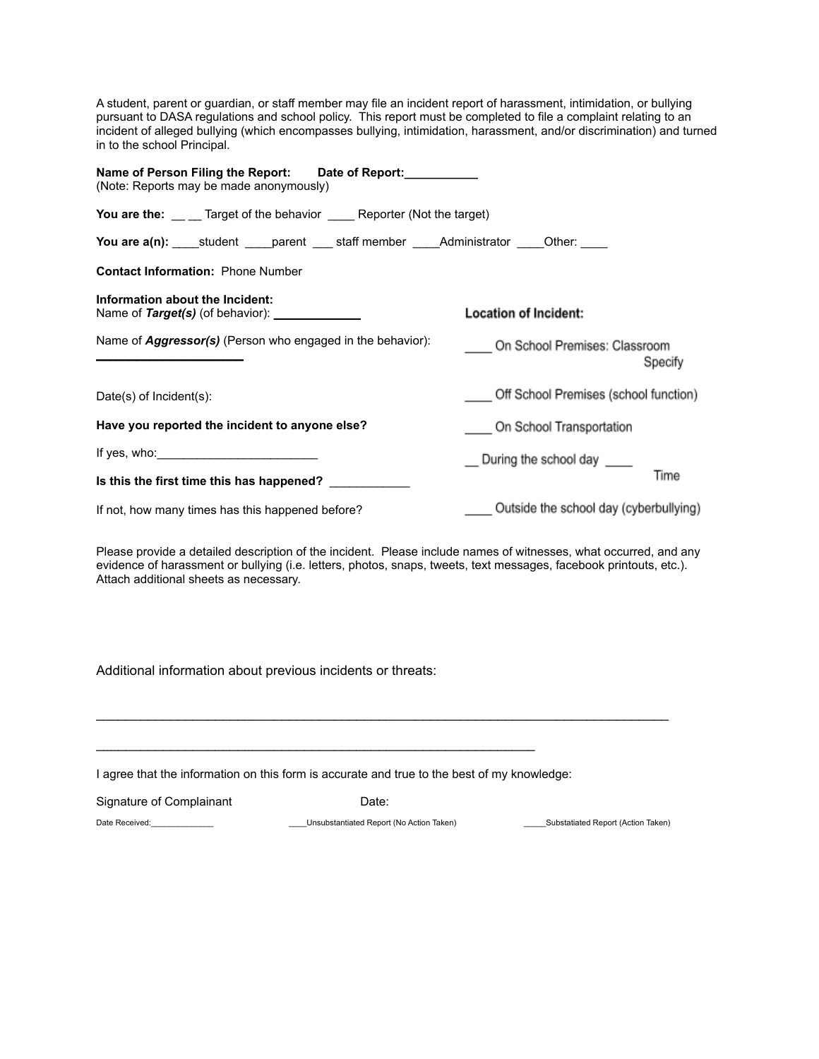A student, parent or guardian, or staff member may file an incident report of harassment, intimidation, or bullying pursuant to DASA regulations and school policy. This report must be completed to file a complaint relating to an incident of alleged bullying (which encompasses bullying, intimidation, harassment, and/or discrimination) and turned in to the school Principal.

**Name of Person Filing the Report:** **Date of Report:**___________
(Note: Reports may be made anonymously)

**You are the:** __ __ Target of the behavior ____ Reporter (Not the target)

**You are a(n):** ____student ____parent ___ staff member ____Administrator ____Other: ____

**Contact Information:** Phone Number

**Information about the Incident:**
Name of ***Target(s)*** (of behavior): _____________

Name of ***Aggressor(s)*** (Person who engaged in the behavior): _____________________

Date(s) of Incident(s):

**Have you reported the incident to anyone else?**

If yes, who:________________________

**Is this the first time this has happened?** ____________

If not, how many times has this happened before?

**Location of Incident:**

____ On School Premises: Classroom Specify

____ Off School Premises (school function)

____ On School Transportation

__ During the school day ____ Time

____ Outside the school day (cyberbullying)

Please provide a detailed description of the incident. Please include names of witnesses, what occurred, and any evidence of harassment or bullying (i.e. letters, photos, snaps, tweets, text messages, facebook printouts, etc.). Attach additional sheets as necessary.

Additional information about previous incidents or threats:

_______________________________________________________________________________

_____________________________________________________________

I agree that the information on this form is accurate and true to the best of my knowledge:

Signature of Complainant Date:

Date Received:_____________ ____Unsubstantiated Report (No Action Taken) _____Substatiated Report (Action Taken)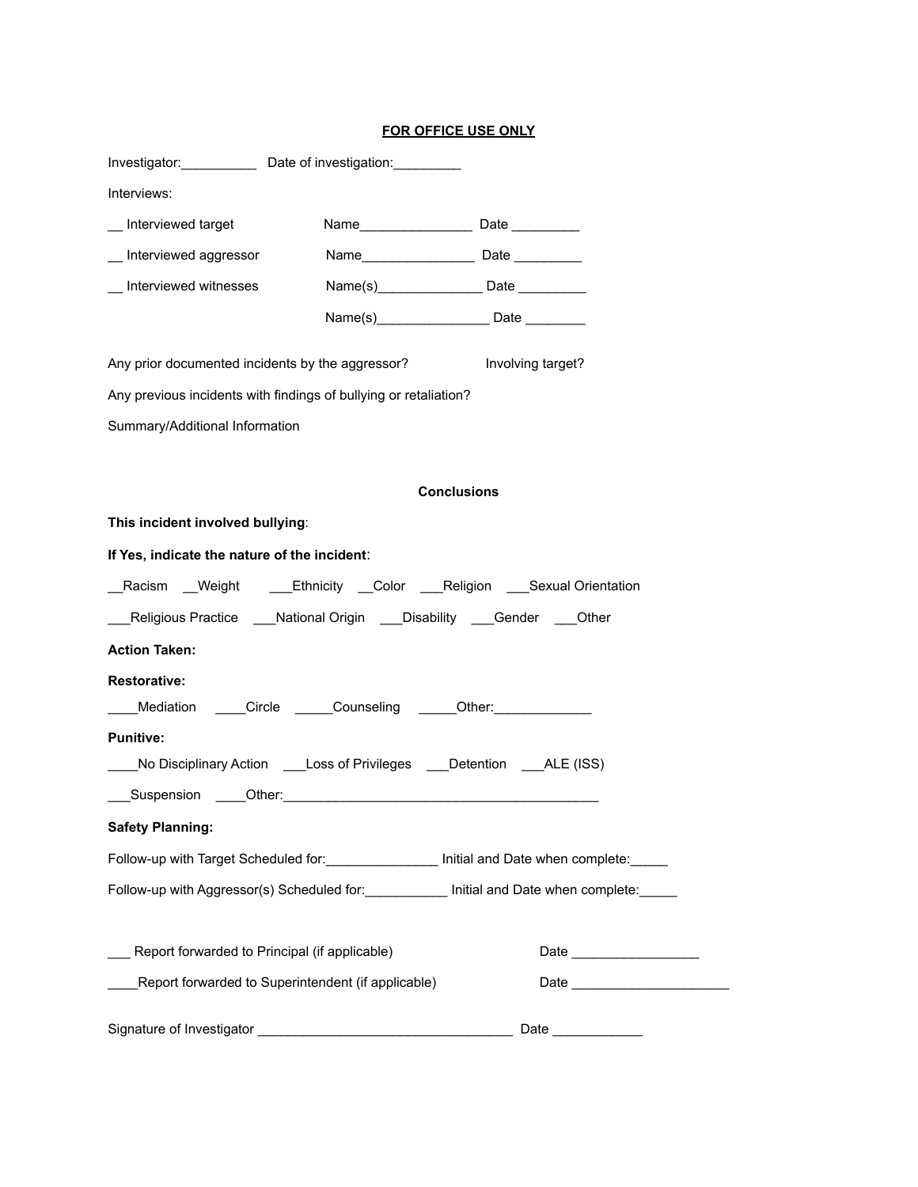**FOR OFFICE USE ONLY**

Investigator:__________ Date of investigation:_________

Interviews:

__ Interviewed target Name_______________ Date _________

__ Interviewed aggressor Name_______________ Date _________

__ Interviewed witnesses Name(s)______________ Date _________

Name(s)_______________ Date ________

Any prior documented incidents by the aggressor? Involving target?

Any previous incidents with findings of bullying or retaliation?

Summary/Additional Information

**Conclusions**

**This incident involved bullying**:

**If Yes, indicate the nature of the incident**:

__Racism __Weight ___Ethnicity __Color ___Religion ___Sexual Orientation

___Religious Practice ___National Origin ___Disability ___Gender ___Other

**Action Taken:**

**Restorative:**

____Mediation ____Circle _____Counseling _____Other:_____________

**Punitive:**

____No Disciplinary Action ___Loss of Privileges ___Detention ___ALE (ISS)

___Suspension ____Other:__________________________________________

**Safety Planning:**

Follow-up with Target Scheduled for:_______________ Initial and Date when complete:_____

Follow-up with Aggressor(s) Scheduled for:___________ Initial and Date when complete:_____

___ Report forwarded to Principal (if applicable) Date _________________

____Report forwarded to Superintendent (if applicable) Date _____________________

Signature of Investigator __________________________________ Date ____________